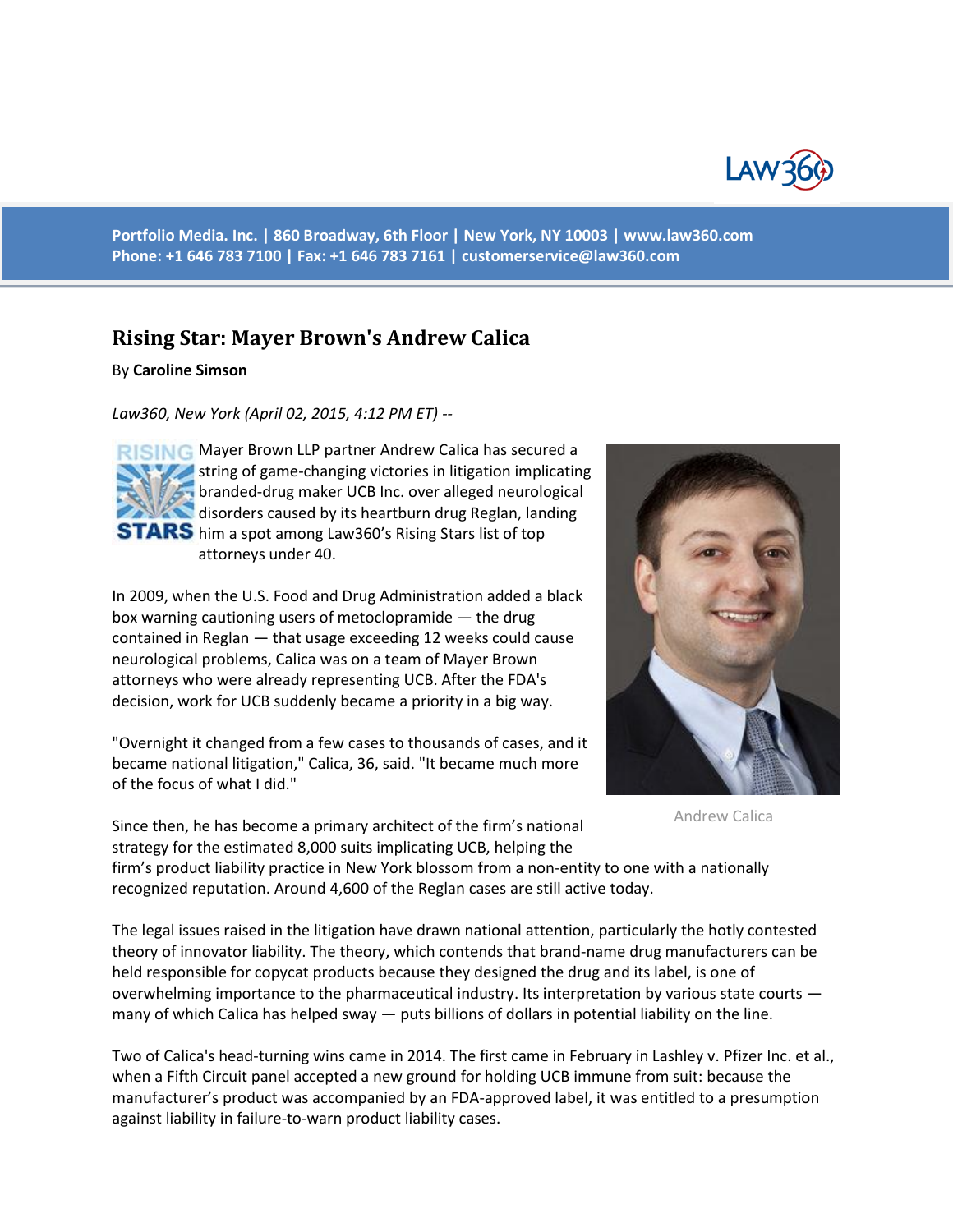Portfolio Media. Inc. | 860 Broadway, 6th Floor | New York, NY 10003 | www.law360.com
Phone: +1 646 783 7100 | Fax: +1 646 783 7161 | customerservice@law360.com

# Rising Star: Mayer Brown's Andrew Calica

By **Caroline Simson**

*Law360, New York (April 02, 2015, 4:12 PM ET)* --

Mayer Brown LLP partner Andrew Calica has secured a string of game-changing victories in litigation implicating branded-drug maker UCB Inc. over alleged neurological disorders caused by its heartburn drug Reglan, landing him a spot among Law360's Rising Stars list of top attorneys under 40.

In 2009, when the U.S. Food and Drug Administration added a black box warning cautioning users of metoclopramide — the drug contained in Reglan — that usage exceeding 12 weeks could cause neurological problems, Calica was on a team of Mayer Brown attorneys who were already representing UCB. After the FDA's decision, work for UCB suddenly became a priority in a big way.

"Overnight it changed from a few cases to thousands of cases, and it became national litigation," Calica, 36, said. "It became much more of the focus of what I did."

Andrew Calica

Since then, he has become a primary architect of the firm's national strategy for the estimated 8,000 suits implicating UCB, helping the firm's product liability practice in New York blossom from a non-entity to one with a nationally recognized reputation. Around 4,600 of the Reglan cases are still active today.

The legal issues raised in the litigation have drawn national attention, particularly the hotly contested theory of innovator liability. The theory, which contends that brand-name drug manufacturers can be held responsible for copycat products because they designed the drug and its label, is one of overwhelming importance to the pharmaceutical industry. Its interpretation by various state courts — many of which Calica has helped sway — puts billions of dollars in potential liability on the line.

Two of Calica's head-turning wins came in 2014. The first came in February in Lashley v. Pfizer Inc. et al., when a Fifth Circuit panel accepted a new ground for holding UCB immune from suit: because the manufacturer's product was accompanied by an FDA-approved label, it was entitled to a presumption against liability in failure-to-warn product liability cases.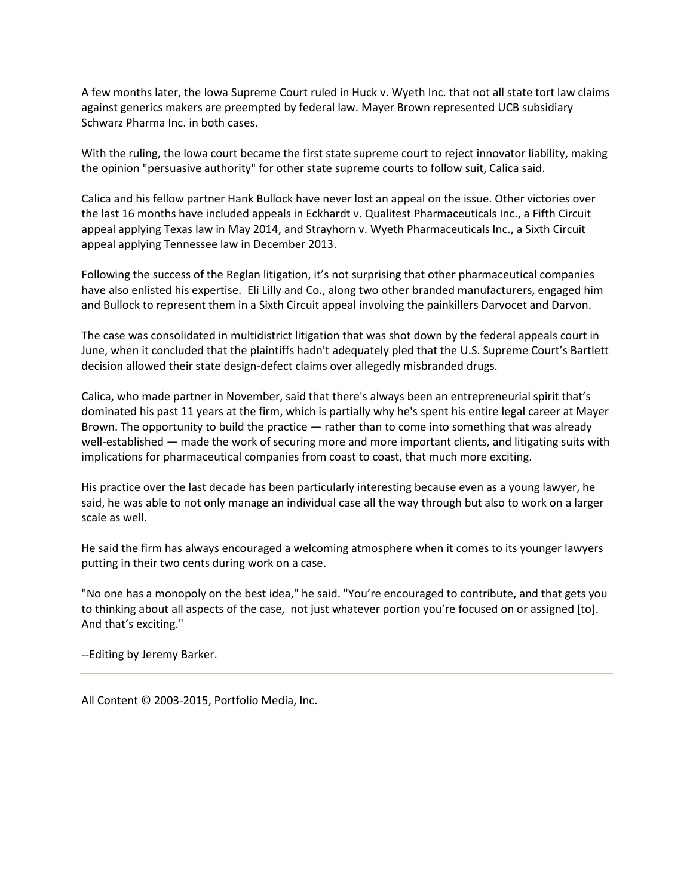A few months later, the Iowa Supreme Court ruled in Huck v. Wyeth Inc. that not all state tort law claims against generics makers are preempted by federal law. Mayer Brown represented UCB subsidiary Schwarz Pharma Inc. in both cases.

With the ruling, the Iowa court became the first state supreme court to reject innovator liability, making the opinion "persuasive authority" for other state supreme courts to follow suit, Calica said.

Calica and his fellow partner Hank Bullock have never lost an appeal on the issue. Other victories over the last 16 months have included appeals in Eckhardt v. Qualitest Pharmaceuticals Inc., a Fifth Circuit appeal applying Texas law in May 2014, and Strayhorn v. Wyeth Pharmaceuticals Inc., a Sixth Circuit appeal applying Tennessee law in December 2013.

Following the success of the Reglan litigation, it's not surprising that other pharmaceutical companies have also enlisted his expertise. Eli Lilly and Co., along two other branded manufacturers, engaged him and Bullock to represent them in a Sixth Circuit appeal involving the painkillers Darvocet and Darvon.

The case was consolidated in multidistrict litigation that was shot down by the federal appeals court in June, when it concluded that the plaintiffs hadn't adequately pled that the U.S. Supreme Court's Bartlett decision allowed their state design-defect claims over allegedly misbranded drugs.

Calica, who made partner in November, said that there's always been an entrepreneurial spirit that's dominated his past 11 years at the firm, which is partially why he's spent his entire legal career at Mayer Brown. The opportunity to build the practice — rather than to come into something that was already well-established — made the work of securing more and more important clients, and litigating suits with implications for pharmaceutical companies from coast to coast, that much more exciting.

His practice over the last decade has been particularly interesting because even as a young lawyer, he said, he was able to not only manage an individual case all the way through but also to work on a larger scale as well.

He said the firm has always encouraged a welcoming atmosphere when it comes to its younger lawyers putting in their two cents during work on a case.

"No one has a monopoly on the best idea," he said. "You're encouraged to contribute, and that gets you to thinking about all aspects of the case, not just whatever portion you're focused on or assigned [to]. And that's exciting."

--Editing by Jeremy Barker.

---

All Content © 2003-2015, Portfolio Media, Inc.